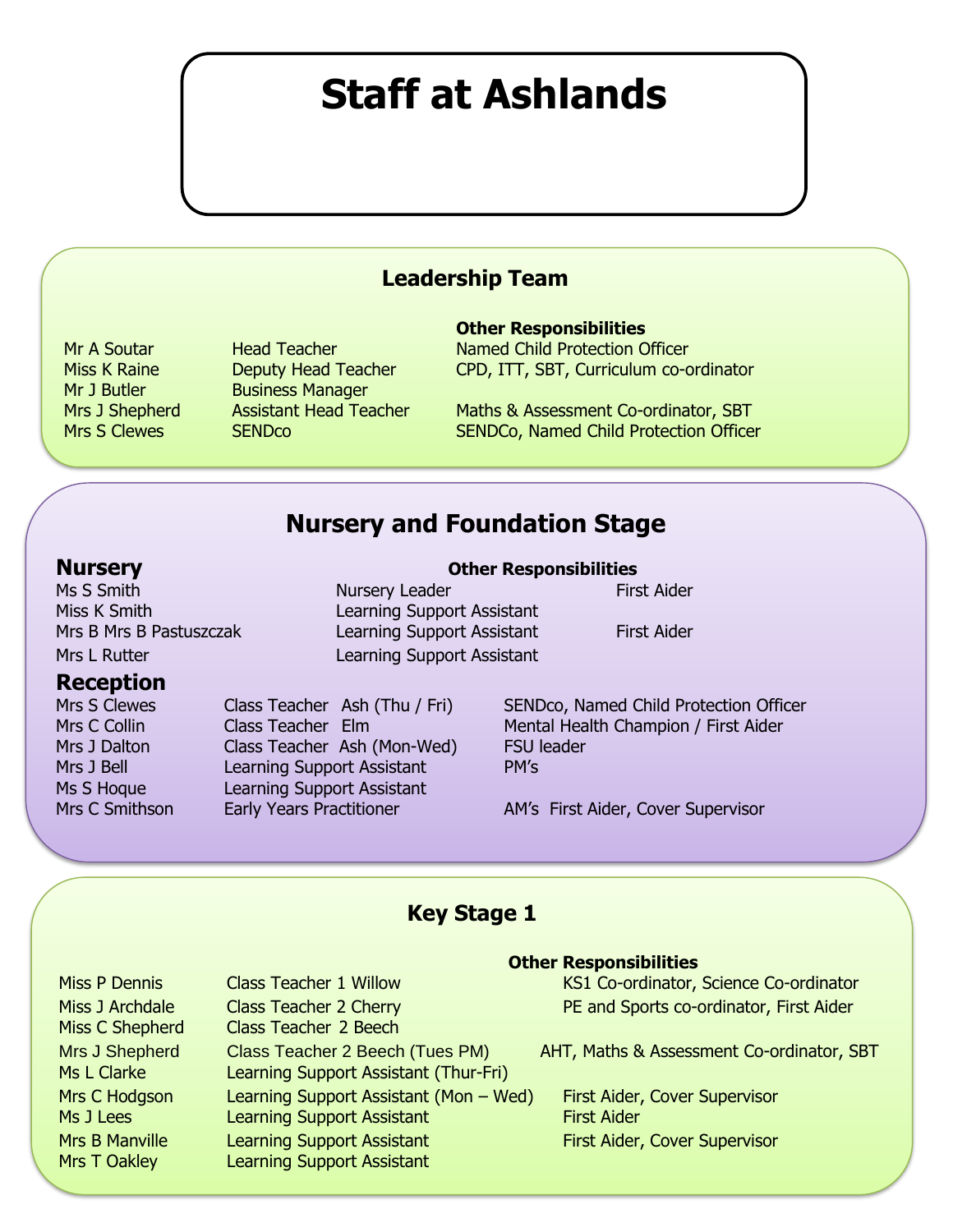# Staff at Ashlands

## Leadership Team

| | | Other Responsibilities |
|---|---|---|
| Mr A Soutar | Head Teacher | Named Child Protection Officer |
| Miss K Raine | Deputy Head Teacher | CPD, ITT, SBT, Curriculum co-ordinator |
| Mr J Butler | Business Manager | |
| Mrs J Shepherd | Assistant Head Teacher | Maths & Assessment Co-ordinator, SBT |
| Mrs S Clewes | SENDco | SENDCo, Named Child Protection Officer |

## Nursery and Foundation Stage

### Nursery

| | | Other Responsibilities |
|---|---|---|
| Ms S Smith | Nursery Leader | First Aider |
| Miss K Smith | Learning Support Assistant | |
| Mrs B Mrs B Pastuszczak | Learning Support Assistant | First Aider |
| Mrs L Rutter | Learning Support Assistant | |

### Reception

| | | |
|---|---|---|
| Mrs S Clewes | Class Teacher Ash (Thu / Fri) | SENDco, Named Child Protection Officer |
| Mrs C Collin | Class Teacher Elm | Mental Health Champion / First Aider |
| Mrs J Dalton | Class Teacher Ash (Mon-Wed) | FSU leader |
| Mrs J Bell | Learning Support Assistant | PM's |
| Ms S Hoque | Learning Support Assistant | |
| Mrs C Smithson | Early Years Practitioner | AM's First Aider, Cover Supervisor |

## Key Stage 1

| | | Other Responsibilities |
|---|---|---|
| Miss P Dennis | Class Teacher 1 Willow | KS1 Co-ordinator, Science Co-ordinator |
| Miss J Archdale | Class Teacher 2 Cherry | PE and Sports co-ordinator, First Aider |
| Miss C Shepherd | Class Teacher 2 Beech | |
| Mrs J Shepherd | Class Teacher 2 Beech (Tues PM) | AHT, Maths & Assessment Co-ordinator, SBT |
| Ms L Clarke | Learning Support Assistant (Thur-Fri) | |
| Mrs C Hodgson | Learning Support Assistant (Mon – Wed) | First Aider, Cover Supervisor |
| Ms J Lees | Learning Support Assistant | First Aider |
| Mrs B Manville | Learning Support Assistant | First Aider, Cover Supervisor |
| Mrs T Oakley | Learning Support Assistant | |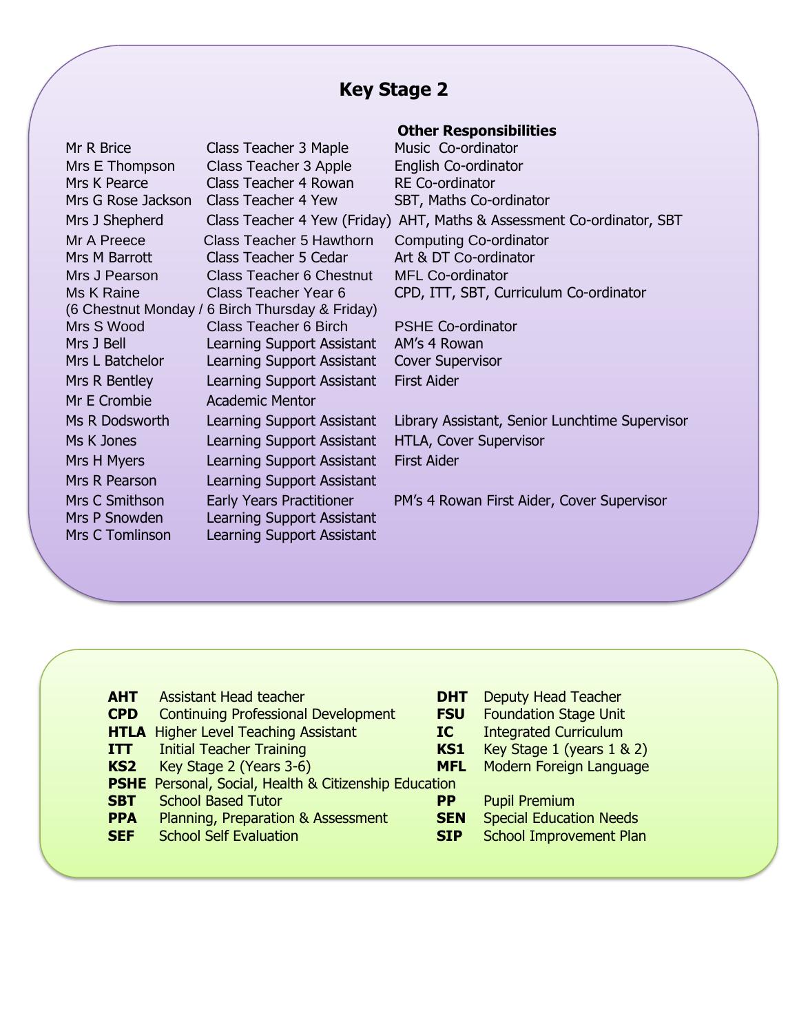## Key Stage 2

| | | Other Responsibilities |
|---|---|---|
| Mr R Brice | Class Teacher 3 Maple | Music Co-ordinator |
| Mrs E Thompson | Class Teacher 3 Apple | English Co-ordinator |
| Mrs K Pearce | Class Teacher 4 Rowan | RE Co-ordinator |
| Mrs G Rose Jackson | Class Teacher 4 Yew | SBT, Maths Co-ordinator |
| Mrs J Shepherd | Class Teacher 4 Yew (Friday) | AHT, Maths & Assessment Co-ordinator, SBT |
| Mr A Preece | Class Teacher 5 Hawthorn | Computing Co-ordinator |
| Mrs M Barrott | Class Teacher 5 Cedar | Art & DT Co-ordinator |
| Mrs J Pearson | Class Teacher 6 Chestnut | MFL Co-ordinator |
| Ms K Raine (6 Chestnut Monday / 6 Birch Thursday & Friday) | Class Teacher Year 6 | CPD, ITT, SBT, Curriculum Co-ordinator |
| Mrs S Wood | Class Teacher 6 Birch | PSHE Co-ordinator |
| Mrs J Bell | Learning Support Assistant | AM's 4 Rowan |
| Mrs L Batchelor | Learning Support Assistant | Cover Supervisor |
| Mrs R Bentley | Learning Support Assistant | First Aider |
| Mr E Crombie | Academic Mentor | |
| Ms R Dodsworth | Learning Support Assistant | Library Assistant, Senior Lunchtime Supervisor |
| Ms K Jones | Learning Support Assistant | HTLA, Cover Supervisor |
| Mrs H Myers | Learning Support Assistant | First Aider |
| Mrs R Pearson | Learning Support Assistant | |
| Mrs C Smithson | Early Years Practitioner | PM's 4 Rowan First Aider, Cover Supervisor |
| Mrs P Snowden | Learning Support Assistant | |
| Mrs C Tomlinson | Learning Support Assistant | |

**AHT** Assistant Head teacher
**CPD** Continuing Professional Development
**HTLA** Higher Level Teaching Assistant
**ITT** Initial Teacher Training
**KS2** Key Stage 2 (Years 3-6)
**PSHE** Personal, Social, Health & Citizenship Education
**SBT** School Based Tutor
**PPA** Planning, Preparation & Assessment
**SEF** School Self Evaluation
**DHT** Deputy Head Teacher
**FSU** Foundation Stage Unit
**IC** Integrated Curriculum
**KS1** Key Stage 1 (years 1 & 2)
**MFL** Modern Foreign Language
**PP** Pupil Premium
**SEN** Special Education Needs
**SIP** School Improvement Plan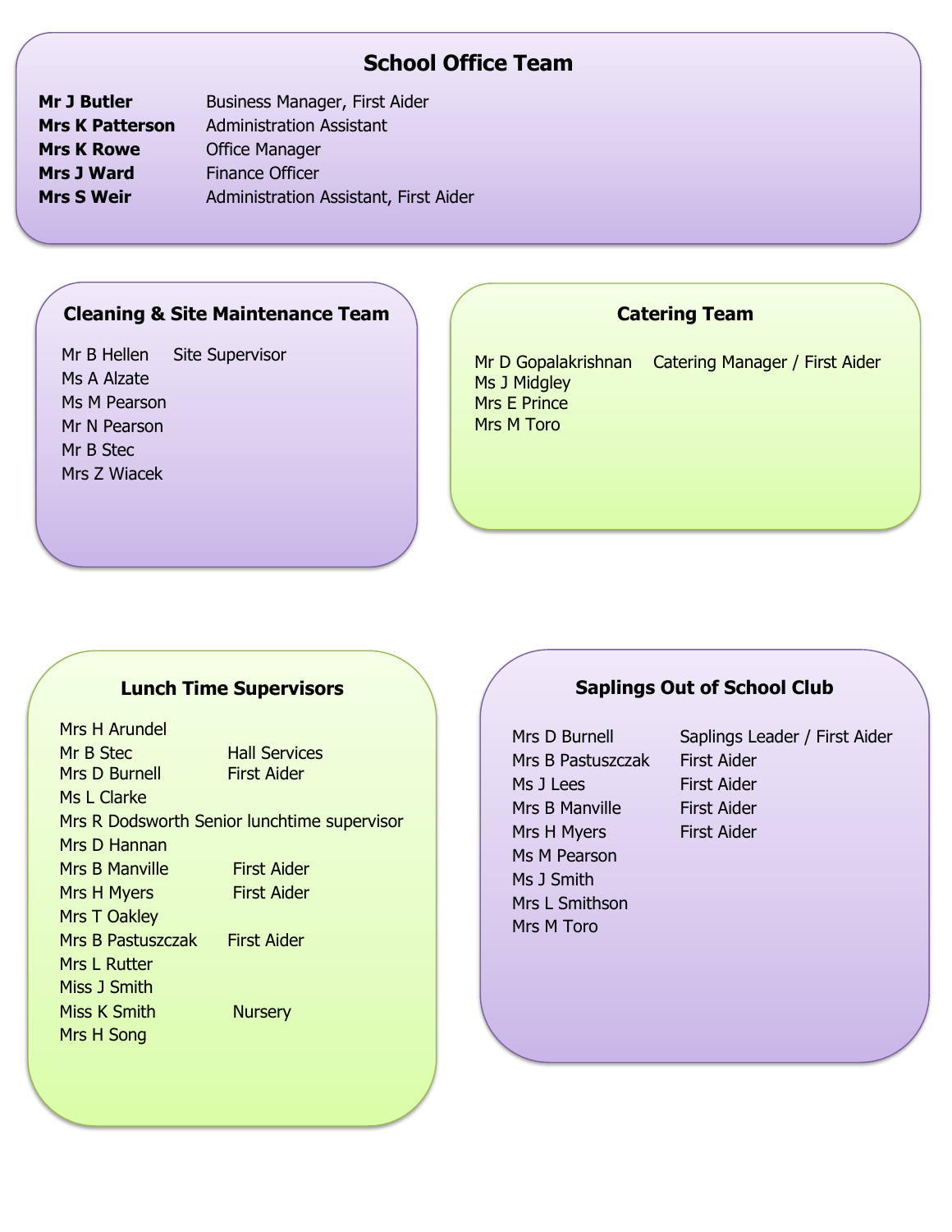## School Office Team

| | |
|---|---|
| **Mr J Butler** | Business Manager, First Aider |
| **Mrs K Patterson** | Administration Assistant |
| **Mrs K Rowe** | Office Manager |
| **Mrs J Ward** | Finance Officer |
| **Mrs S Weir** | Administration Assistant, First Aider |

## Cleaning & Site Maintenance Team

| | |
|---|---|
| Mr B Hellen | Site Supervisor |
| Ms A Alzate | |
| Ms M Pearson | |
| Mr N Pearson | |
| Mr B Stec | |
| Mrs Z Wiacek | |

## Catering Team

| | |
|---|---|
| Mr D Gopalakrishnan | Catering Manager / First Aider |
| Ms J Midgley | |
| Mrs E Prince | |
| Mrs M Toro | |

## Lunch Time Supervisors

| | |
|---|---|
| Mrs H Arundel | |
| Mr B Stec | Hall Services |
| Mrs D Burnell | First Aider |
| Ms L Clarke | |
| Mrs R Dodsworth | Senior lunchtime supervisor |
| Mrs D Hannan | |
| Mrs B Manville | First Aider |
| Mrs H Myers | First Aider |
| Mrs T Oakley | |
| Mrs B Pastuszczak | First Aider |
| Mrs L Rutter | |
| Miss J Smith | |
| Miss K Smith | Nursery |
| Mrs H Song | |

## Saplings Out of School Club

| | |
|---|---|
| Mrs D Burnell | Saplings Leader / First Aider |
| Mrs B Pastuszczak | First Aider |
| Ms J Lees | First Aider |
| Mrs B Manville | First Aider |
| Mrs H Myers | First Aider |
| Ms M Pearson | |
| Ms J Smith | |
| Mrs L Smithson | |
| Mrs M Toro | |